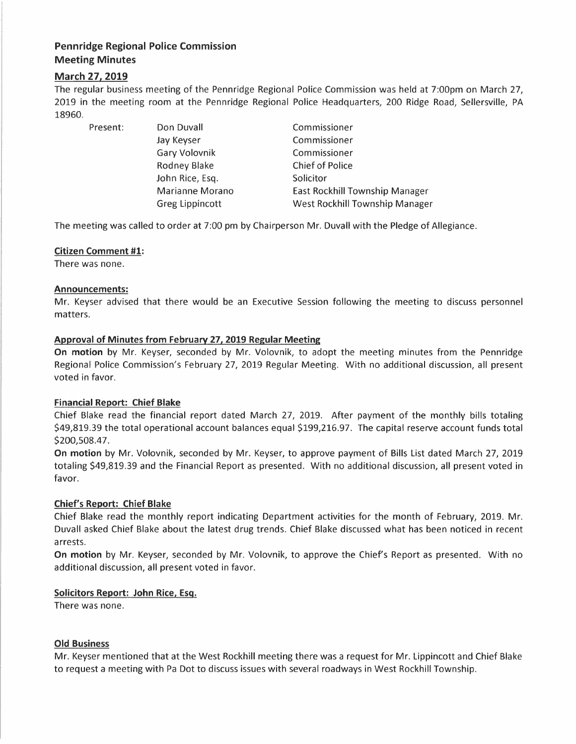# Pennridge Regional Police Commission
# Meeting Minutes

## March 27, 2019

The regular business meeting of the Pennridge Regional Police Commission was held at 7:00pm on March 27, 2019 in the meeting room at the Pennridge Regional Police Headquarters, 200 Ridge Road, Sellersville, PA 18960.

| | | |
|---|---|---|
| Present: | Don Duvall | Commissioner |
| | Jay Keyser | Commissioner |
| | Gary Volovnik | Commissioner |
| | Rodney Blake | Chief of Police |
| | John Rice, Esq. | Solicitor |
| | Marianne Morano | East Rockhill Township Manager |
| | Greg Lippincott | West Rockhill Township Manager |

The meeting was called to order at 7:00 pm by Chairperson Mr. Duvall with the Pledge of Allegiance.

### Citizen Comment #1:

There was none.

### Announcements:

Mr. Keyser advised that there would be an Executive Session following the meeting to discuss personnel matters.

### Approval of Minutes from February 27, 2019 Regular Meeting

**On motion** by Mr. Keyser, seconded by Mr. Volovnik, to adopt the meeting minutes from the Pennridge Regional Police Commission's February 27, 2019 Regular Meeting. With no additional discussion, all present voted in favor.

### Financial Report: Chief Blake

Chief Blake read the financial report dated March 27, 2019. After payment of the monthly bills totaling $49,819.39 the total operational account balances equal $199,216.97. The capital reserve account funds total $200,508.47.

**On motion** by Mr. Volovnik, seconded by Mr. Keyser, to approve payment of Bills List dated March 27, 2019 totaling $49,819.39 and the Financial Report as presented. With no additional discussion, all present voted in favor.

### Chief's Report: Chief Blake

Chief Blake read the monthly report indicating Department activities for the month of February, 2019. Mr. Duvall asked Chief Blake about the latest drug trends. Chief Blake discussed what has been noticed in recent arrests.

**On motion** by Mr. Keyser, seconded by Mr. Volovnik, to approve the Chief's Report as presented. With no additional discussion, all present voted in favor.

### Solicitors Report: John Rice, Esq.

There was none.

### Old Business

Mr. Keyser mentioned that at the West Rockhill meeting there was a request for Mr. Lippincott and Chief Blake to request a meeting with Pa Dot to discuss issues with several roadways in West Rockhill Township.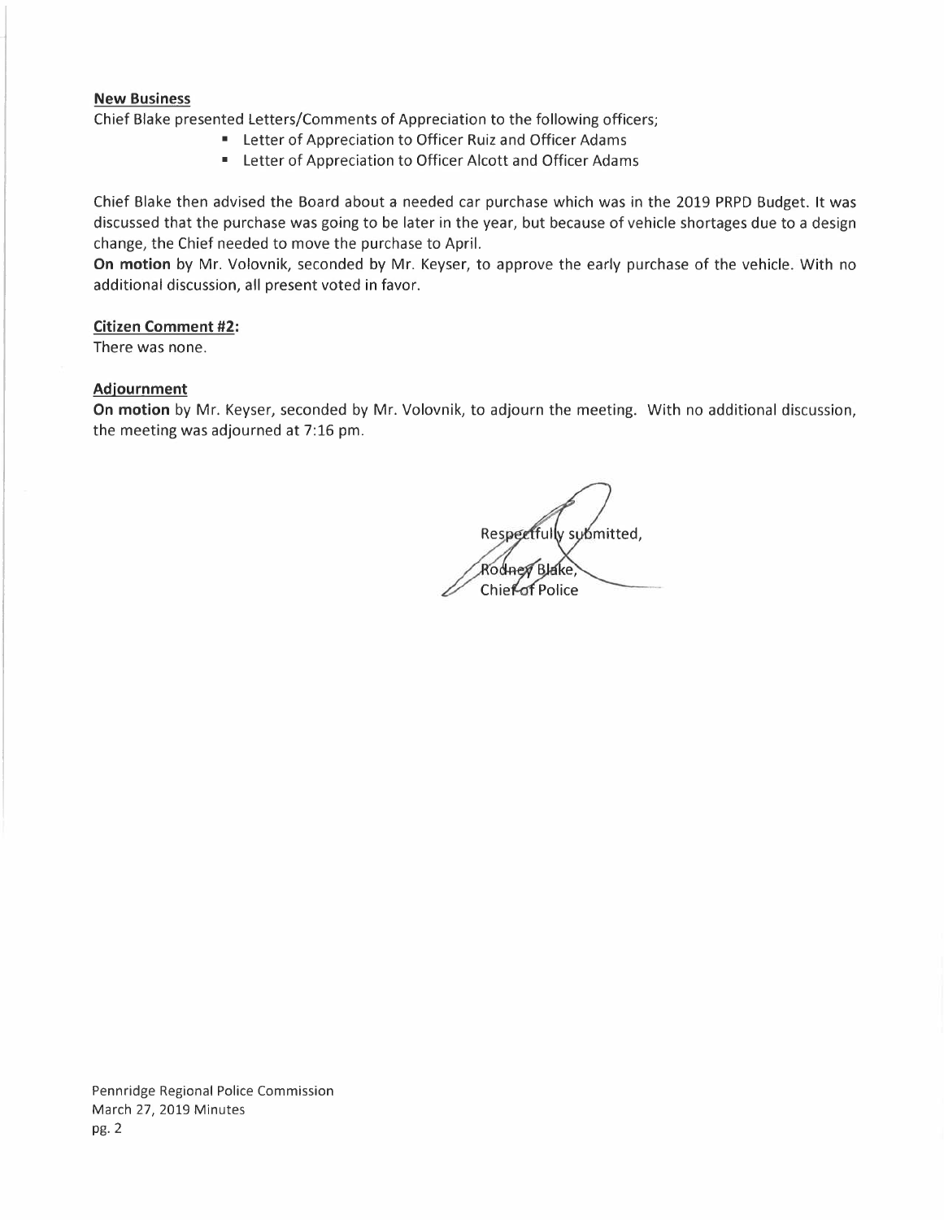**New Business**

Chief Blake presented Letters/Comments of Appreciation to the following officers;

- Letter of Appreciation to Officer Ruiz and Officer Adams
- Letter of Appreciation to Officer Alcott and Officer Adams

Chief Blake then advised the Board about a needed car purchase which was in the 2019 PRPD Budget. It was discussed that the purchase was going to be later in the year, but because of vehicle shortages due to a design change, the Chief needed to move the purchase to April.

**On motion** by Mr. Volovnik, seconded by Mr. Keyser, to approve the early purchase of the vehicle. With no additional discussion, all present voted in favor.

**Citizen Comment #2:**

There was none.

**Adjournment**

**On motion** by Mr. Keyser, seconded by Mr. Volovnik, to adjourn the meeting. With no additional discussion, the meeting was adjourned at 7:16 pm.

Respectfully submitted,

Rodney Blake,
Chief of Police

Pennridge Regional Police Commission
March 27, 2019 Minutes